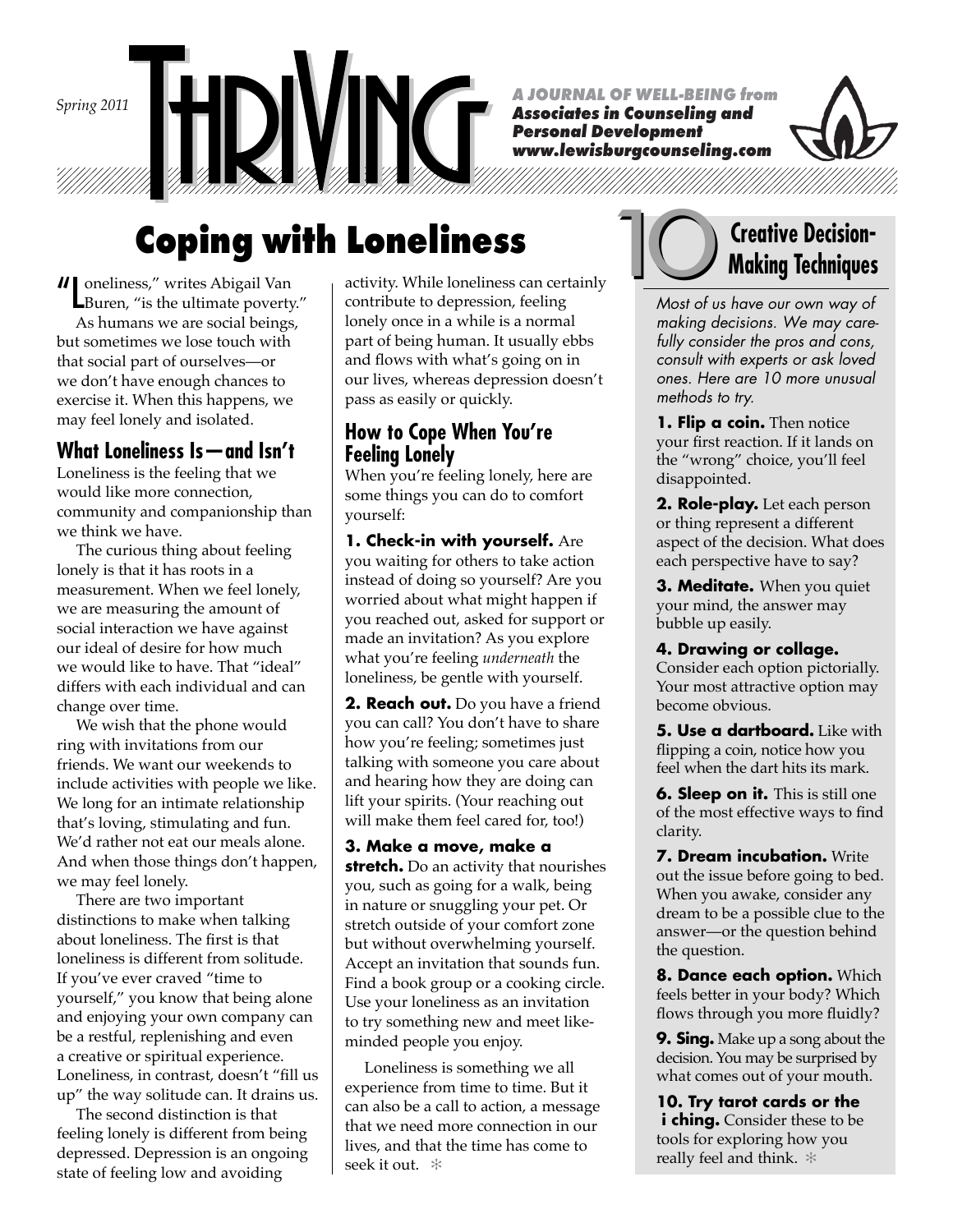Spring 2011

# THRIVING

*A JOURNAL OF WELL-BEING from Associates in Counseling and Personal Development www.lewisburgcounseling.com*

## Coping with Loneliness

"Loneliness," writes Abigail Van Buren, "is the ultimate poverty."

As humans we are social beings, but sometimes we lose touch with that social part of ourselves—or we don't have enough chances to exercise it. When this happens, we may feel lonely and isolated.

### What Loneliness Is—and Isn't

Loneliness is the feeling that we would like more connection, community and companionship than we think we have.

The curious thing about feeling lonely is that it has roots in a measurement. When we feel lonely, we are measuring the amount of social interaction we have against our ideal of desire for how much we would like to have. That "ideal" differs with each individual and can change over time.

We wish that the phone would ring with invitations from our friends. We want our weekends to include activities with people we like. We long for an intimate relationship that's loving, stimulating and fun. We'd rather not eat our meals alone. And when those things don't happen, we may feel lonely.

There are two important distinctions to make when talking about loneliness. The first is that loneliness is different from solitude. If you've ever craved "time to yourself," you know that being alone and enjoying your own company can be a restful, replenishing and even a creative or spiritual experience. Loneliness, in contrast, doesn't "fill us up" the way solitude can. It drains us.

The second distinction is that feeling lonely is different from being depressed. Depression is an ongoing state of feeling low and avoiding activity. While loneliness can certainly contribute to depression, feeling lonely once in a while is a normal part of being human. It usually ebbs and flows with what's going on in our lives, whereas depression doesn't pass as easily or quickly.

### How to Cope When You're Feeling Lonely

When you're feeling lonely, here are some things you can do to comfort yourself:

**1. Check-in with yourself.** Are you waiting for others to take action instead of doing so yourself? Are you worried about what might happen if you reached out, asked for support or made an invitation? As you explore what you're feeling *underneath* the loneliness, be gentle with yourself.

**2. Reach out.** Do you have a friend you can call? You don't have to share how you're feeling; sometimes just talking with someone you care about and hearing how they are doing can lift your spirits. (Your reaching out will make them feel cared for, too!)

**3. Make a move, make a stretch.** Do an activity that nourishes you, such as going for a walk, being in nature or snuggling your pet. Or stretch outside of your comfort zone but without overwhelming yourself. Accept an invitation that sounds fun. Find a book group or a cooking circle. Use your loneliness as an invitation to try something new and meet like-minded people you enjoy.

Loneliness is something we all experience from time to time. But it can also be a call to action, a message that we need more connection in our lives, and that the time has come to seek it out. ✻

## 10 Creative Decision-Making Techniques

*Most of us have our own way of making decisions. We may carefully consider the pros and cons, consult with experts or ask loved ones. Here are 10 more unusual methods to try.*

**1. Flip a coin.** Then notice your first reaction. If it lands on the "wrong" choice, you'll feel disappointed.

**2. Role-play.** Let each person or thing represent a different aspect of the decision. What does each perspective have to say?

**3. Meditate.** When you quiet your mind, the answer may bubble up easily.

**4. Drawing or collage.** Consider each option pictorially. Your most attractive option may become obvious.

**5. Use a dartboard.** Like with flipping a coin, notice how you feel when the dart hits its mark.

**6. Sleep on it.** This is still one of the most effective ways to find clarity.

**7. Dream incubation.** Write out the issue before going to bed. When you awake, consider any dream to be a possible clue to the answer—or the question behind the question.

**8. Dance each option.** Which feels better in your body? Which flows through you more fluidly?

**9. Sing.** Make up a song about the decision. You may be surprised by what comes out of your mouth.

**10. Try tarot cards or the i ching.** Consider these to be tools for exploring how you really feel and think. ✻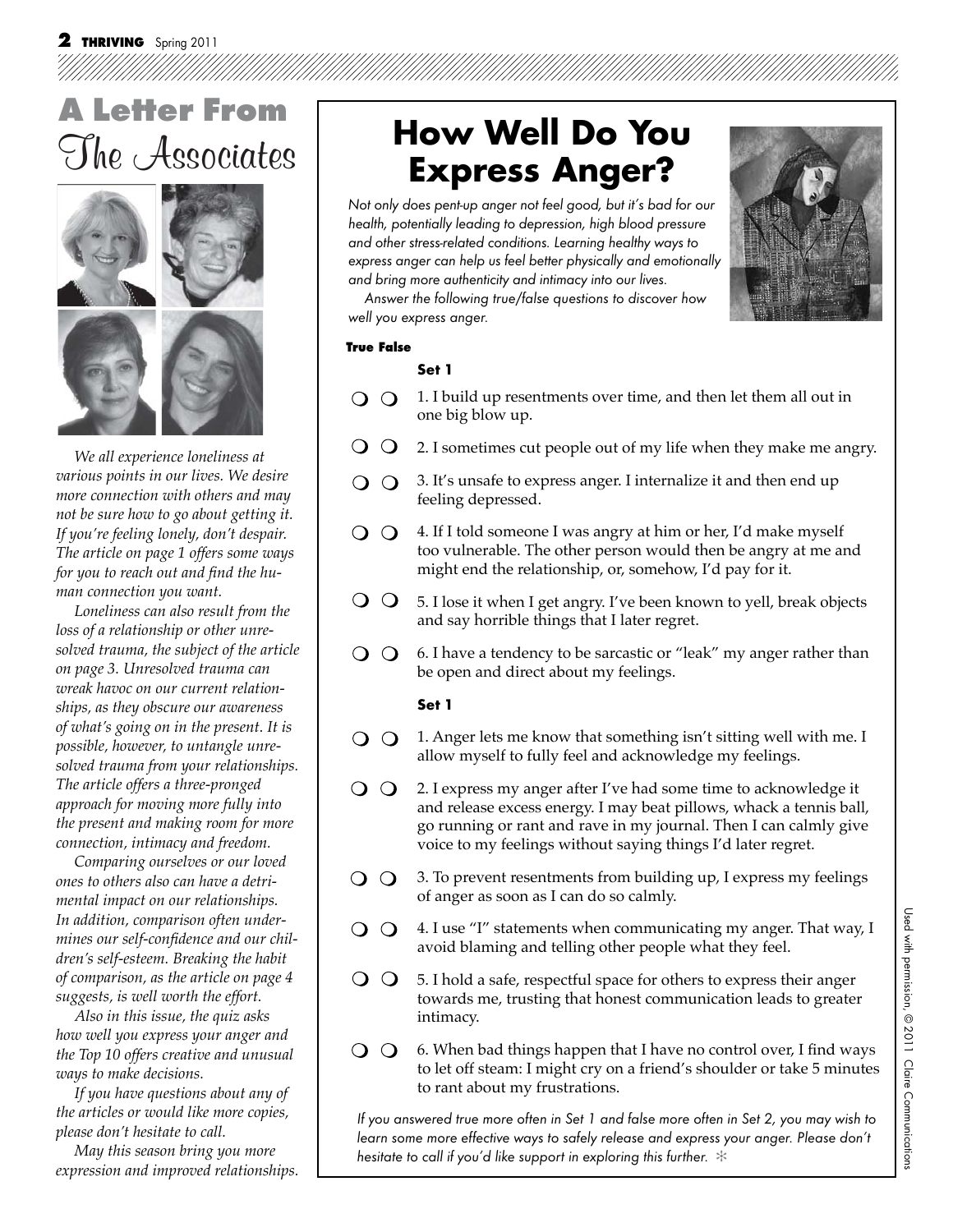# A Letter From The Associates

*We all experience loneliness at various points in our lives. We desire more connection with others and may not be sure how to go about getting it. If you're feeling lonely, don't despair. The article on page 1 offers some ways for you to reach out and find the human connection you want.*

*Loneliness can also result from the loss of a relationship or other unresolved trauma, the subject of the article on page 3. Unresolved trauma can wreak havoc on our current relationships, as they obscure our awareness of what's going on in the present. It is possible, however, to untangle unresolved trauma from your relationships. The article offers a three-pronged approach for moving more fully into the present and making room for more connection, intimacy and freedom.*

*Comparing ourselves or our loved ones to others also can have a detrimental impact on our relationships. In addition, comparison often undermines our self-confidence and our children's self-esteem. Breaking the habit of comparison, as the article on page 4 suggests, is well worth the effort.*

*Also in this issue, the quiz asks how well you express your anger and the Top 10 offers creative and unusual ways to make decisions.*

*If you have questions about any of the articles or would like more copies, please don't hesitate to call.*

*May this season bring you more expression and improved relationships.*

# How Well Do You Express Anger?

*Not only does pent-up anger not feel good, but it's bad for our health, potentially leading to depression, high blood pressure and other stress-related conditions. Learning healthy ways to express anger can help us feel better physically and emotionally and bring more authenticity and intimacy into our lives.*

*Answer the following true/false questions to discover how well you express anger.*

**True False**

**Set 1**

- ❍ ❍ 1. I build up resentments over time, and then let them all out in one big blow up.
- ❍ ❍ 2. I sometimes cut people out of my life when they make me angry.
- ❍ ❍ 3. It's unsafe to express anger. I internalize it and then end up feeling depressed.
- ❍ ❍ 4. If I told someone I was angry at him or her, I'd make myself too vulnerable. The other person would then be angry at me and might end the relationship, or, somehow, I'd pay for it.
- ❍ ❍ 5. I lose it when I get angry. I've been known to yell, break objects and say horrible things that I later regret.
- ❍ ❍ 6. I have a tendency to be sarcastic or "leak" my anger rather than be open and direct about my feelings.

**Set 1**

- ❍ ❍ 1. Anger lets me know that something isn't sitting well with me. I allow myself to fully feel and acknowledge my feelings.
- ❍ ❍ 2. I express my anger after I've had some time to acknowledge it and release excess energy. I may beat pillows, whack a tennis ball, go running or rant and rave in my journal. Then I can calmly give voice to my feelings without saying things I'd later regret.
- ❍ ❍ 3. To prevent resentments from building up, I express my feelings of anger as soon as I can do so calmly.
- ❍ ❍ 4. I use "I" statements when communicating my anger. That way, I avoid blaming and telling other people what they feel.
- ❍ ❍ 5. I hold a safe, respectful space for others to express their anger towards me, trusting that honest communication leads to greater intimacy.
- ❍ ❍ 6. When bad things happen that I have no control over, I find ways to let off steam: I might cry on a friend's shoulder or take 5 minutes to rant about my frustrations.

*If you answered true more often in Set 1 and false more often in Set 2, you may wish to learn some more effective ways to safely release and express your anger. Please don't hesitate to call if you'd like support in exploring this further.* ✻

Used with permission, © 2011 Claire Communications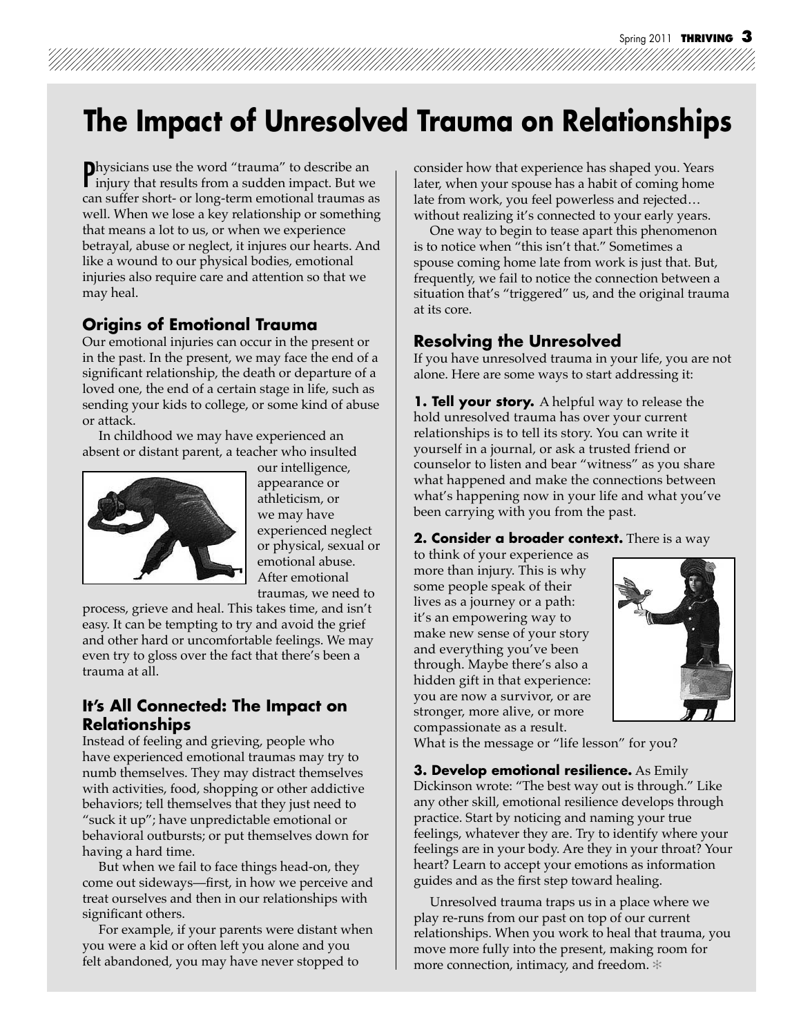# The Impact of Unresolved Trauma on Relationships

Physicians use the word "trauma" to describe an injury that results from a sudden impact. But we can suffer short- or long-term emotional traumas as well. When we lose a key relationship or something that means a lot to us, or when we experience betrayal, abuse or neglect, it injures our hearts. And like a wound to our physical bodies, emotional injuries also require care and attention so that we may heal.

## Origins of Emotional Trauma

Our emotional injuries can occur in the present or in the past. In the present, we may face the end of a significant relationship, the death or departure of a loved one, the end of a certain stage in life, such as sending your kids to college, or some kind of abuse or attack.

In childhood we may have experienced an absent or distant parent, a teacher who insulted our intelligence, appearance or athleticism, or we may have experienced neglect or physical, sexual or emotional abuse. After emotional traumas, we need to process, grieve and heal. This takes time, and isn't easy. It can be tempting to try and avoid the grief and other hard or uncomfortable feelings. We may even try to gloss over the fact that there's been a trauma at all.

## It's All Connected: The Impact on Relationships

Instead of feeling and grieving, people who have experienced emotional traumas may try to numb themselves. They may distract themselves with activities, food, shopping or other addictive behaviors; tell themselves that they just need to "suck it up"; have unpredictable emotional or behavioral outbursts; or put themselves down for having a hard time.

But when we fail to face things head-on, they come out sideways—first, in how we perceive and treat ourselves and then in our relationships with significant others.

For example, if your parents were distant when you were a kid or often left you alone and you felt abandoned, you may have never stopped to consider how that experience has shaped you. Years later, when your spouse has a habit of coming home late from work, you feel powerless and rejected… without realizing it's connected to your early years.

One way to begin to tease apart this phenomenon is to notice when "this isn't that." Sometimes a spouse coming home late from work is just that. But, frequently, we fail to notice the connection between a situation that's "triggered" us, and the original trauma at its core.

## Resolving the Unresolved

If you have unresolved trauma in your life, you are not alone. Here are some ways to start addressing it:

**1. Tell your story.** A helpful way to release the hold unresolved trauma has over your current relationships is to tell its story. You can write it yourself in a journal, or ask a trusted friend or counselor to listen and bear "witness" as you share what happened and make the connections between what's happening now in your life and what you've been carrying with you from the past.

**2. Consider a broader context.** There is a way to think of your experience as more than injury. This is why some people speak of their lives as a journey or a path: it's an empowering way to make new sense of your story and everything you've been through. Maybe there's also a hidden gift in that experience: you are now a survivor, or are stronger, more alive, or more compassionate as a result. What is the message or "life lesson" for you?

**3. Develop emotional resilience.** As Emily Dickinson wrote: "The best way out is through." Like any other skill, emotional resilience develops through practice. Start by noticing and naming your true feelings, whatever they are. Try to identify where your feelings are in your body. Are they in your throat? Your heart? Learn to accept your emotions as information guides and as the first step toward healing.

Unresolved trauma traps us in a place where we play re-runs from our past on top of our current relationships. When you work to heal that trauma, you move more fully into the present, making room for more connection, intimacy, and freedom. ❊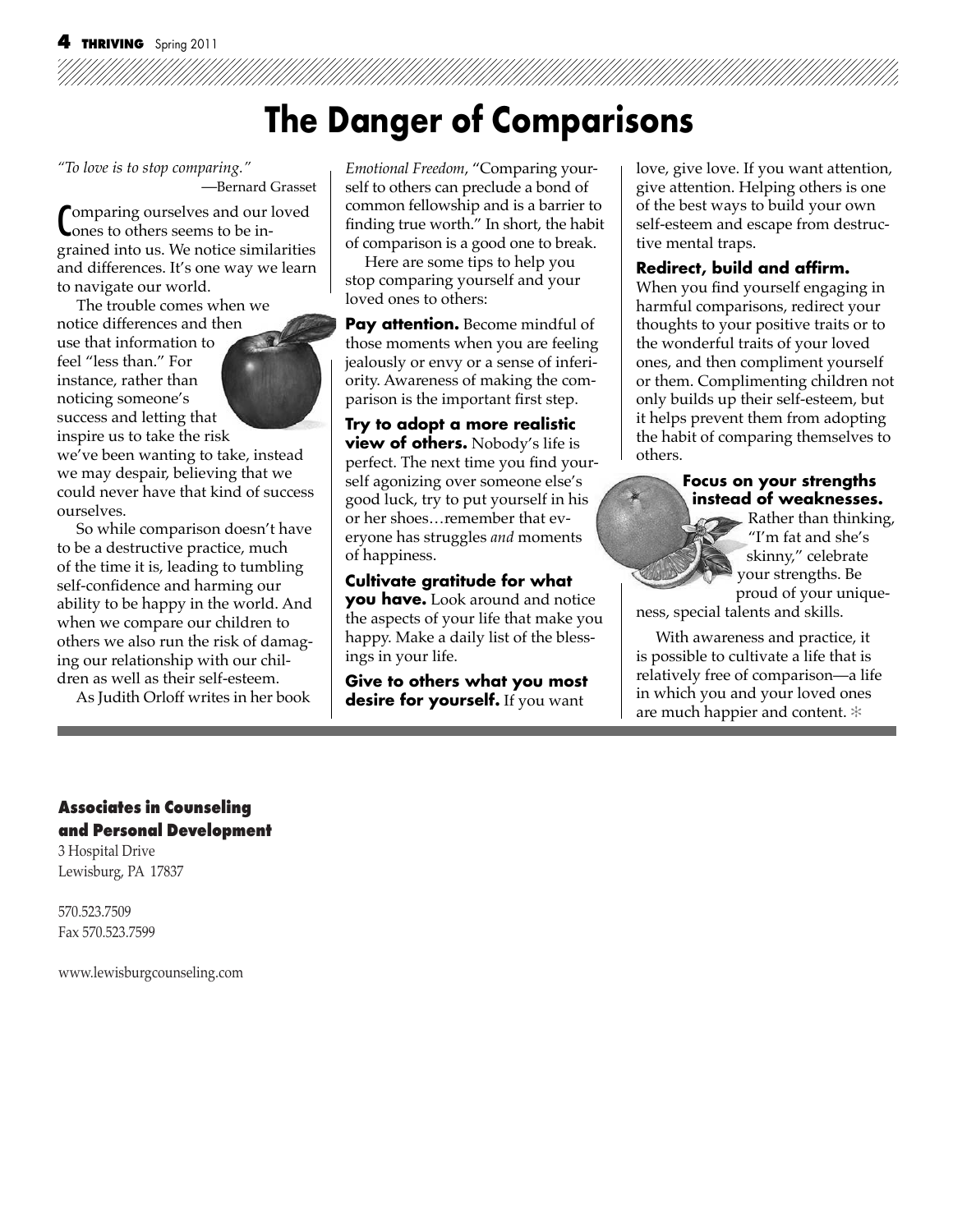# The Danger of Comparisons

*"To love is to stop comparing."*
—Bernard Grasset

Comparing ourselves and our loved ones to others seems to be ingrained into us. We notice similarities and differences. It's one way we learn to navigate our world.

The trouble comes when we notice differences and then use that information to feel "less than." For instance, rather than noticing someone's success and letting that inspire us to take the risk we've been wanting to take, instead we may despair, believing that we could never have that kind of success ourselves.

So while comparison doesn't have to be a destructive practice, much of the time it is, leading to tumbling self-confidence and harming our ability to be happy in the world. And when we compare our children to others we also run the risk of damaging our relationship with our children as well as their self-esteem.

As Judith Orloff writes in her book *Emotional Freedom*, "Comparing yourself to others can preclude a bond of common fellowship and is a barrier to finding true worth." In short, the habit of comparison is a good one to break.

Here are some tips to help you stop comparing yourself and your loved ones to others:

**Pay attention.** Become mindful of those moments when you are feeling jealously or envy or a sense of inferiority. Awareness of making the comparison is the important first step.

**Try to adopt a more realistic view of others.** Nobody's life is perfect. The next time you find yourself agonizing over someone else's good luck, try to put yourself in his or her shoes…remember that everyone has struggles *and* moments of happiness.

**Cultivate gratitude for what you have.** Look around and notice the aspects of your life that make you happy. Make a daily list of the blessings in your life.

**Give to others what you most desire for yourself.** If you want love, give love. If you want attention, give attention. Helping others is one of the best ways to build your own self-esteem and escape from destructive mental traps.

**Redirect, build and affirm.** When you find yourself engaging in harmful comparisons, redirect your thoughts to your positive traits or to the wonderful traits of your loved ones, and then compliment yourself or them. Complimenting children not only builds up their self-esteem, but it helps prevent them from adopting the habit of comparing themselves to others.

**Focus on your strengths instead of weaknesses.** Rather than thinking, "I'm fat and she's skinny," celebrate your strengths. Be proud of your uniqueness, special talents and skills.

With awareness and practice, it is possible to cultivate a life that is relatively free of comparison—a life in which you and your loved ones are much happier and content. ❋

**Associates in Counseling and Personal Development**
3 Hospital Drive
Lewisburg, PA 17837

570.523.7509
Fax 570.523.7599

www.lewisburgcounseling.com